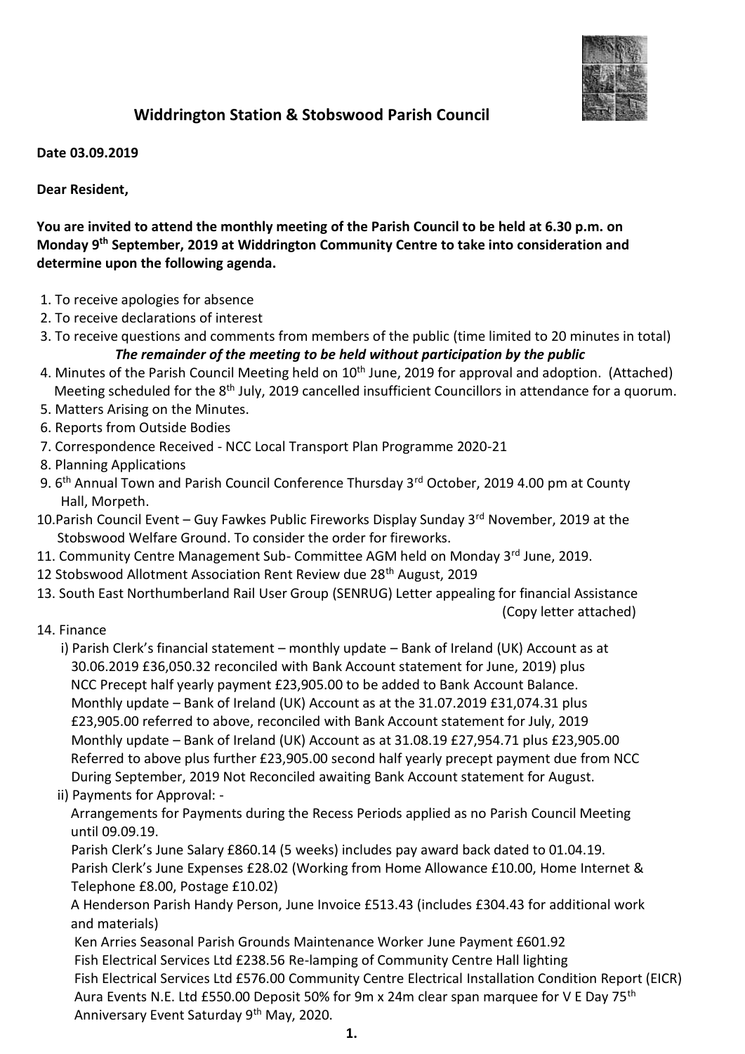## Widdrington Station & Stobswood Parish Council

**Date 03.09.2019**

**Dear Resident,**

**You are invited to attend the monthly meeting of the Parish Council to be held at 6.30 p.m. on Monday 9th September, 2019 at Widdrington Community Centre to take into consideration and determine upon the following agenda.**

1. To receive apologies for absence
2. To receive declarations of interest
3. To receive questions and comments from members of the public (time limited to 20 minutes in total)

***The remainder of the meeting to be held without participation by the public***

4. Minutes of the Parish Council Meeting held on 10th June, 2019 for approval and adoption. (Attached) Meeting scheduled for the 8th July, 2019 cancelled insufficient Councillors in attendance for a quorum.
5. Matters Arising on the Minutes.
6. Reports from Outside Bodies
7. Correspondence Received - NCC Local Transport Plan Programme 2020-21
8. Planning Applications
9. 6th Annual Town and Parish Council Conference Thursday 3rd October, 2019 4.00 pm at County Hall, Morpeth.
10. Parish Council Event – Guy Fawkes Public Fireworks Display Sunday 3rd November, 2019 at the Stobswood Welfare Ground. To consider the order for fireworks.
11. Community Centre Management Sub- Committee AGM held on Monday 3rd June, 2019.
12. Stobswood Allotment Association Rent Review due 28th August, 2019
13. South East Northumberland Rail User Group (SENRUG) Letter appealing for financial Assistance (Copy letter attached)
14. Finance
    i) Parish Clerk's financial statement – monthly update – Bank of Ireland (UK) Account as at 30.06.2019 £36,050.32 reconciled with Bank Account statement for June, 2019) plus NCC Precept half yearly payment £23,905.00 to be added to Bank Account Balance.
    Monthly update – Bank of Ireland (UK) Account as at the 31.07.2019 £31,074.31 plus £23,905.00 referred to above, reconciled with Bank Account statement for July, 2019
    Monthly update – Bank of Ireland (UK) Account as at 31.08.19 £27,954.71 plus £23,905.00 Referred to above plus further £23,905.00 second half yearly precept payment due from NCC During September, 2019 Not Reconciled awaiting Bank Account statement for August.

    ii) Payments for Approval: -
    Arrangements for Payments during the Recess Periods applied as no Parish Council Meeting until 09.09.19.
    Parish Clerk's June Salary £860.14 (5 weeks) includes pay award back dated to 01.04.19.
    Parish Clerk's June Expenses £28.02 (Working from Home Allowance £10.00, Home Internet & Telephone £8.00, Postage £10.02)
    A Henderson Parish Handy Person, June Invoice £513.43 (includes £304.43 for additional work and materials)
    Ken Arries Seasonal Parish Grounds Maintenance Worker June Payment £601.92
    Fish Electrical Services Ltd £238.56 Re-lamping of Community Centre Hall lighting
    Fish Electrical Services Ltd £576.00 Community Centre Electrical Installation Condition Report (EICR)
    Aura Events N.E. Ltd £550.00 Deposit 50% for 9m x 24m clear span marquee for V E Day 75th Anniversary Event Saturday 9th May, 2020.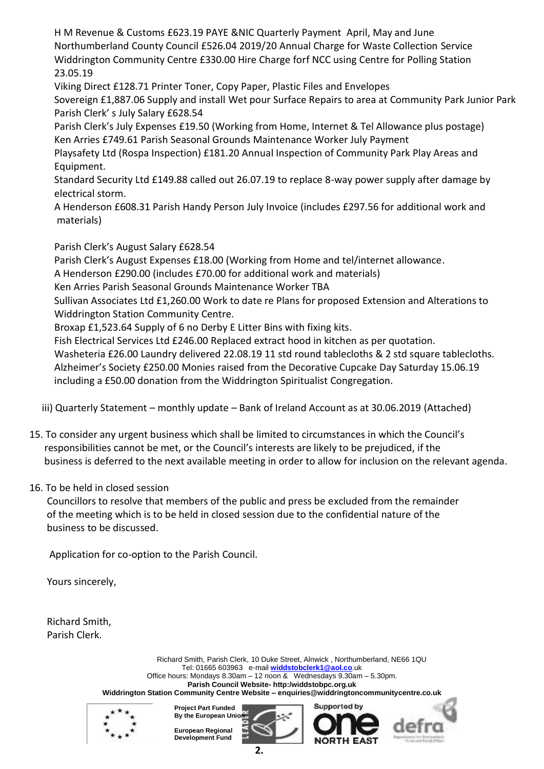H M Revenue & Customs £623.19 PAYE &NIC Quarterly Payment April, May and June
Northumberland County Council £526.04 2019/20 Annual Charge for Waste Collection Service
Widdrington Community Centre £330.00 Hire Charge forf NCC using Centre for Polling Station 23.05.19
Viking Direct £128.71 Printer Toner, Copy Paper, Plastic Files and Envelopes
Sovereign £1,887.06 Supply and install Wet pour Surface Repairs to area at Community Park Junior Park
Parish Clerk' s July Salary £628.54
Parish Clerk's July Expenses £19.50 (Working from Home, Internet & Tel Allowance plus postage)
Ken Arries £749.61 Parish Seasonal Grounds Maintenance Worker July Payment
Playsafety Ltd (Rospa Inspection) £181.20 Annual Inspection of Community Park Play Areas and Equipment.
Standard Security Ltd £149.88 called out 26.07.19 to replace 8-way power supply after damage by electrical storm.
A Henderson £608.31 Parish Handy Person July Invoice (includes £297.56 for additional work and materials)

Parish Clerk's August Salary £628.54
Parish Clerk's August Expenses £18.00 (Working from Home and tel/internet allowance.
A Henderson £290.00 (includes £70.00 for additional work and materials)
Ken Arries Parish Seasonal Grounds Maintenance Worker TBA
Sullivan Associates Ltd £1,260.00 Work to date re Plans for proposed Extension and Alterations to Widdrington Station Community Centre.
Broxap £1,523.64 Supply of 6 no Derby E Litter Bins with fixing kits.
Fish Electrical Services Ltd £246.00 Replaced extract hood in kitchen as per quotation.
Washeteria £26.00 Laundry delivered 22.08.19 11 std round tablecloths & 2 std square tablecloths.
Alzheimer's Society £250.00 Monies raised from the Decorative Cupcake Day Saturday 15.06.19 including a £50.00 donation from the Widdrington Spiritualist Congregation.

iii) Quarterly Statement – monthly update – Bank of Ireland Account as at 30.06.2019 (Attached)

15. To consider any urgent business which shall be limited to circumstances in which the Council's responsibilities cannot be met, or the Council's interests are likely to be prejudiced, if the business is deferred to the next available meeting in order to allow for inclusion on the relevant agenda.

16. To be held in closed session

Councillors to resolve that members of the public and press be excluded from the remainder of the meeting which is to be held in closed session due to the confidential nature of the business to be discussed.

Application for co-option to the Parish Council.

Yours sincerely,

Richard Smith,
Parish Clerk.

Richard Smith, Parish Clerk, 10 Duke Street, Alnwick , Northumberland, NE66 1QU
Tel: 01665 603963 e-mail widdstobclerk1@aol.co.uk
Office hours: Mondays 8.30am – 12 noon & Wednesdays 9.30am – 5.30pm.
**Parish Council Website- http:/widdstobpc.org.uk**
**Widdrington Station Community Centre Website – enquiries@widdringtoncommunitycentre.co.uk**

**Project Part Funded By the European Union**
**European Regional Development Fund**
Supported by one NORTH EAST
defra